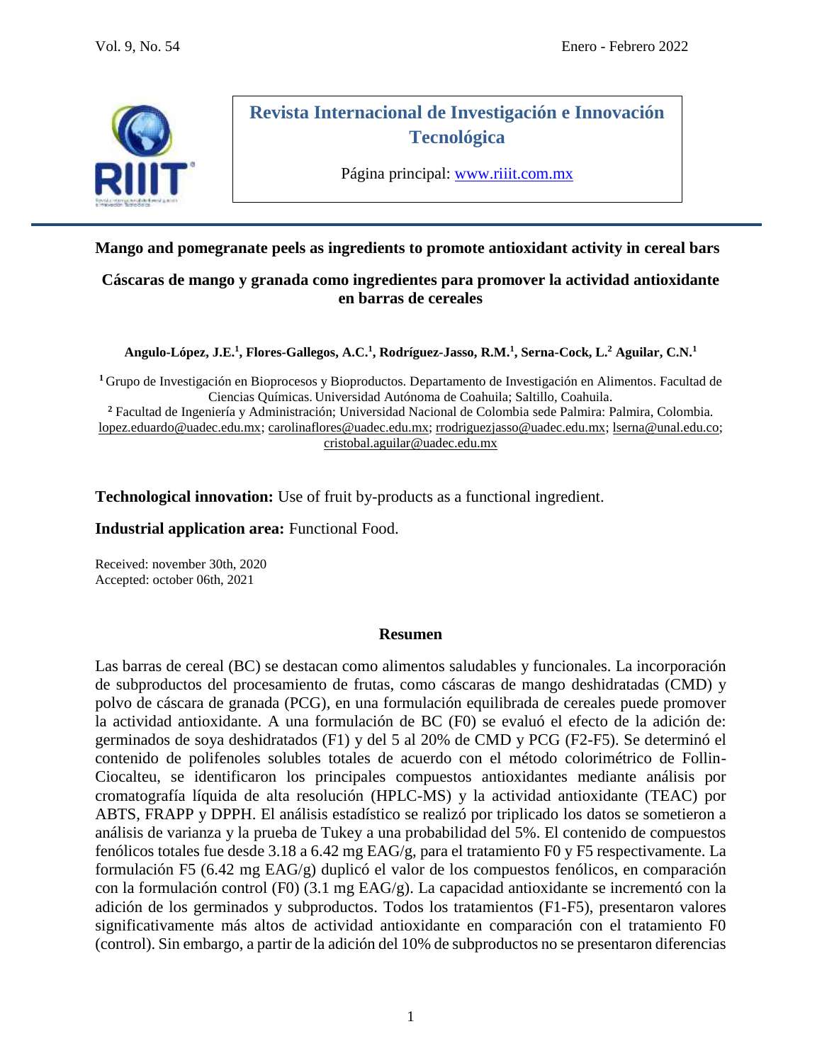Revista Internacional de Investigación e Innovación Tecnológica

Página principal: www.riiit.com.mx

# Mango and pomegranate peels as ingredients to promote antioxidant activity in cereal bars

# Cáscaras de mango y granada como ingredientes para promover la actividad antioxidante en barras de cereales

**Angulo-López, J.E.[1], Flores-Gallegos, A.C.[1], Rodríguez-Jasso, R.M.[1], Serna-Cock, L.[2] Aguilar, C.N.[1]**

[1] Grupo de Investigación en Bioprocesos y Bioproductos. Departamento de Investigación en Alimentos. Facultad de Ciencias Químicas. Universidad Autónoma de Coahuila; Saltillo, Coahuila.
[2] Facultad de Ingeniería y Administración; Universidad Nacional de Colombia sede Palmira: Palmira, Colombia.
lopez.eduardo@uadec.edu.mx; carolinaflores@uadec.edu.mx; rrodriguezjasso@uadec.edu.mx; lserna@unal.edu.co; cristobal.aguilar@uadec.edu.mx

**Technological innovation:** Use of fruit by-products as a functional ingredient.

**Industrial application area:** Functional Food.

Received: november 30th, 2020
Accepted: october 06th, 2021

## Resumen

Las barras de cereal (BC) se destacan como alimentos saludables y funcionales. La incorporación de subproductos del procesamiento de frutas, como cáscaras de mango deshidratadas (CMD) y polvo de cáscara de granada (PCG), en una formulación equilibrada de cereales puede promover la actividad antioxidante. A una formulación de BC (F0) se evaluó el efecto de la adición de: germinados de soya deshidratados (F1) y del 5 al 20% de CMD y PCG (F2-F5). Se determinó el contenido de polifenoles solubles totales de acuerdo con el método colorimétrico de Follin-Ciocalteu, se identificaron los principales compuestos antioxidantes mediante análisis por cromatografía líquida de alta resolución (HPLC-MS) y la actividad antioxidante (TEAC) por ABTS, FRAPP y DPPH. El análisis estadístico se realizó por triplicado los datos se sometieron a análisis de varianza y la prueba de Tukey a una probabilidad del 5%. El contenido de compuestos fenólicos totales fue desde 3.18 a 6.42 mg EAG/g, para el tratamiento F0 y F5 respectivamente. La formulación F5 (6.42 mg EAG/g) duplicó el valor de los compuestos fenólicos, en comparación con la formulación control (F0) (3.1 mg EAG/g). La capacidad antioxidante se incrementó con la adición de los germinados y subproductos. Todos los tratamientos (F1-F5), presentaron valores significativamente más altos de actividad antioxidante en comparación con el tratamiento F0 (control). Sin embargo, a partir de la adición del 10% de subproductos no se presentaron diferencias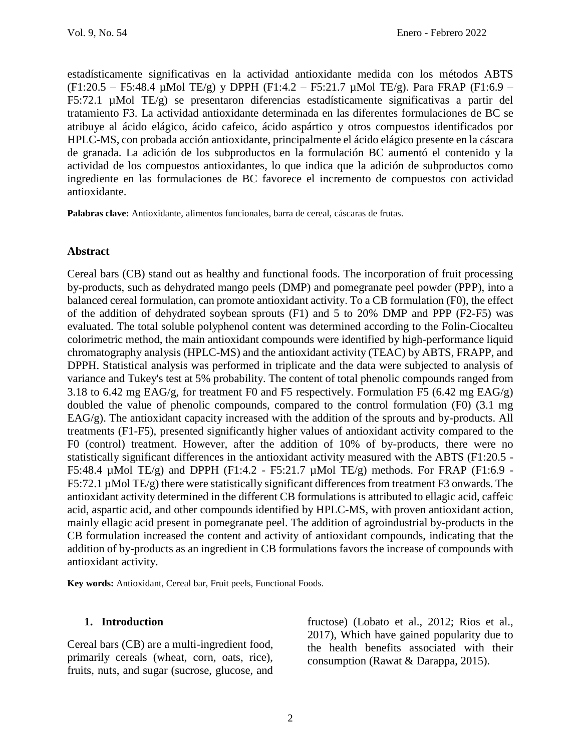estadísticamente significativas en la actividad antioxidante medida con los métodos ABTS (F1:20.5 – F5:48.4 µMol TE/g) y DPPH (F1:4.2 – F5:21.7 µMol TE/g). Para FRAP (F1:6.9 – F5:72.1 µMol TE/g) se presentaron diferencias estadísticamente significativas a partir del tratamiento F3. La actividad antioxidante determinada en las diferentes formulaciones de BC se atribuye al ácido elágico, ácido cafeico, ácido aspártico y otros compuestos identificados por HPLC-MS, con probada acción antioxidante, principalmente el ácido elágico presente en la cáscara de granada. La adición de los subproductos en la formulación BC aumentó el contenido y la actividad de los compuestos antioxidantes, lo que indica que la adición de subproductos como ingrediente en las formulaciones de BC favorece el incremento de compuestos con actividad antioxidante.

**Palabras clave:** Antioxidante, alimentos funcionales, barra de cereal, cáscaras de frutas.

## Abstract

Cereal bars (CB) stand out as healthy and functional foods. The incorporation of fruit processing by-products, such as dehydrated mango peels (DMP) and pomegranate peel powder (PPP), into a balanced cereal formulation, can promote antioxidant activity. To a CB formulation (F0), the effect of the addition of dehydrated soybean sprouts (F1) and 5 to 20% DMP and PPP (F2-F5) was evaluated. The total soluble polyphenol content was determined according to the Folin-Ciocalteu colorimetric method, the main antioxidant compounds were identified by high-performance liquid chromatography analysis (HPLC-MS) and the antioxidant activity (TEAC) by ABTS, FRAPP, and DPPH. Statistical analysis was performed in triplicate and the data were subjected to analysis of variance and Tukey's test at 5% probability. The content of total phenolic compounds ranged from 3.18 to 6.42 mg EAG/g, for treatment F0 and F5 respectively. Formulation F5 (6.42 mg EAG/g) doubled the value of phenolic compounds, compared to the control formulation (F0) (3.1 mg EAG/g). The antioxidant capacity increased with the addition of the sprouts and by-products. All treatments (F1-F5), presented significantly higher values of antioxidant activity compared to the F0 (control) treatment. However, after the addition of 10% of by-products, there were no statistically significant differences in the antioxidant activity measured with the ABTS (F1:20.5 - F5:48.4 µMol TE/g) and DPPH (F1:4.2 - F5:21.7 µMol TE/g) methods. For FRAP (F1:6.9 - F5:72.1 µMol TE/g) there were statistically significant differences from treatment F3 onwards. The antioxidant activity determined in the different CB formulations is attributed to ellagic acid, caffeic acid, aspartic acid, and other compounds identified by HPLC-MS, with proven antioxidant action, mainly ellagic acid present in pomegranate peel. The addition of agroindustrial by-products in the CB formulation increased the content and activity of antioxidant compounds, indicating that the addition of by-products as an ingredient in CB formulations favors the increase of compounds with antioxidant activity.

**Key words:** Antioxidant, Cereal bar, Fruit peels, Functional Foods.

## 1. Introduction

Cereal bars (CB) are a multi-ingredient food, primarily cereals (wheat, corn, oats, rice), fruits, nuts, and sugar (sucrose, glucose, and fructose) (Lobato et al., 2012; Rios et al., 2017), Which have gained popularity due to the health benefits associated with their consumption (Rawat & Darappa, 2015).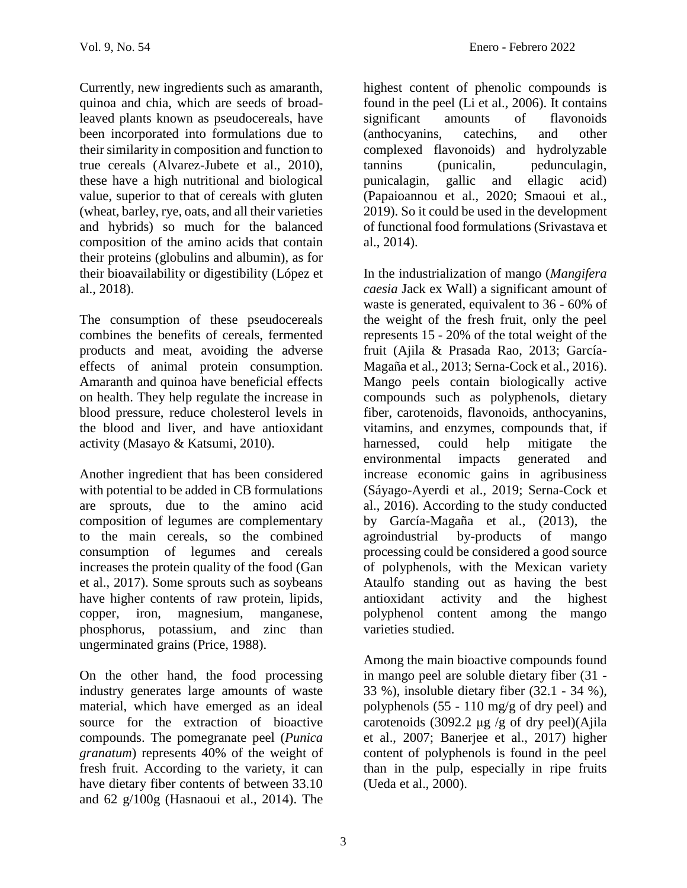Currently, new ingredients such as amaranth, quinoa and chia, which are seeds of broad-leaved plants known as pseudocereals, have been incorporated into formulations due to their similarity in composition and function to true cereals (Alvarez-Jubete et al., 2010), these have a high nutritional and biological value, superior to that of cereals with gluten (wheat, barley, rye, oats, and all their varieties and hybrids) so much for the balanced composition of the amino acids that contain their proteins (globulins and albumin), as for their bioavailability or digestibility (López et al., 2018).

The consumption of these pseudocereals combines the benefits of cereals, fermented products and meat, avoiding the adverse effects of animal protein consumption. Amaranth and quinoa have beneficial effects on health. They help regulate the increase in blood pressure, reduce cholesterol levels in the blood and liver, and have antioxidant activity (Masayo & Katsumi, 2010).

Another ingredient that has been considered with potential to be added in CB formulations are sprouts, due to the amino acid composition of legumes are complementary to the main cereals, so the combined consumption of legumes and cereals increases the protein quality of the food (Gan et al., 2017). Some sprouts such as soybeans have higher contents of raw protein, lipids, copper, iron, magnesium, manganese, phosphorus, potassium, and zinc than ungerminated grains (Price, 1988).

On the other hand, the food processing industry generates large amounts of waste material, which have emerged as an ideal source for the extraction of bioactive compounds. The pomegranate peel (*Punica granatum*) represents 40% of the weight of fresh fruit. According to the variety, it can have dietary fiber contents of between 33.10 and 62 g/100g (Hasnaoui et al., 2014). The highest content of phenolic compounds is found in the peel (Li et al., 2006). It contains significant amounts of flavonoids (anthocyanins, catechins, and other complexed flavonoids) and hydrolyzable tannins (punicalin, pedunculagin, punicalagin, gallic and ellagic acid) (Papaioannou et al., 2020; Smaoui et al., 2019). So it could be used in the development of functional food formulations (Srivastava et al., 2014).

In the industrialization of mango (*Mangifera caesia* Jack ex Wall) a significant amount of waste is generated, equivalent to 36 - 60% of the weight of the fresh fruit, only the peel represents 15 - 20% of the total weight of the fruit (Ajila & Prasada Rao, 2013; García-Magaña et al., 2013; Serna-Cock et al., 2016). Mango peels contain biologically active compounds such as polyphenols, dietary fiber, carotenoids, flavonoids, anthocyanins, vitamins, and enzymes, compounds that, if harnessed, could help mitigate the environmental impacts generated and increase economic gains in agribusiness (Sáyago-Ayerdi et al., 2019; Serna-Cock et al., 2016). According to the study conducted by García-Magaña et al., (2013), the agroindustrial by-products of mango processing could be considered a good source of polyphenols, with the Mexican variety Ataulfo standing out as having the best antioxidant activity and the highest polyphenol content among the mango varieties studied.

Among the main bioactive compounds found in mango peel are soluble dietary fiber (31 - 33 %), insoluble dietary fiber (32.1 - 34 %), polyphenols (55 - 110 mg/g of dry peel) and carotenoids (3092.2 μg /g of dry peel)(Ajila et al., 2007; Banerjee et al., 2017) higher content of polyphenols is found in the peel than in the pulp, especially in ripe fruits (Ueda et al., 2000).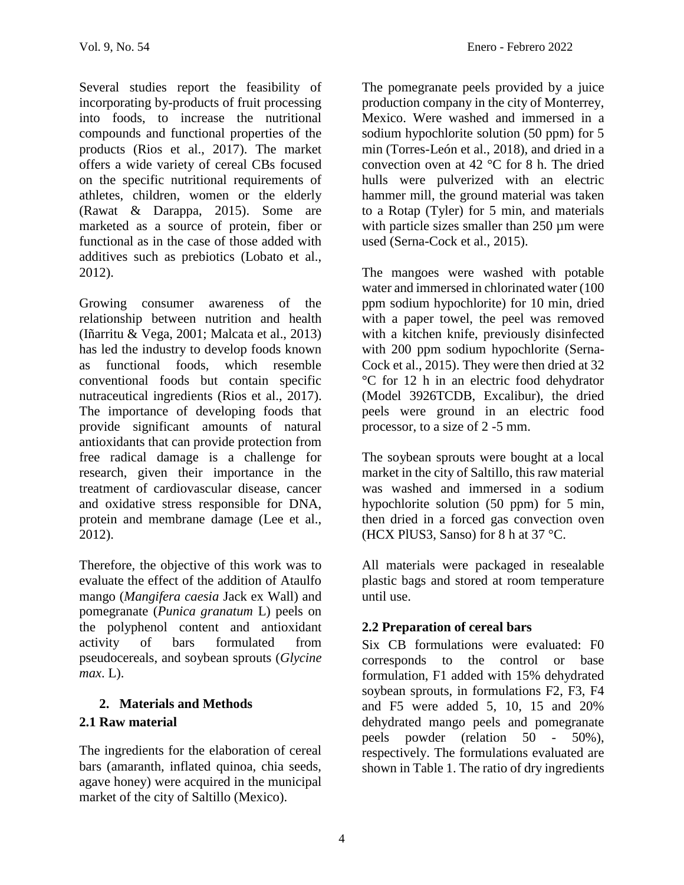Several studies report the feasibility of incorporating by-products of fruit processing into foods, to increase the nutritional compounds and functional properties of the products (Rios et al., 2017). The market offers a wide variety of cereal CBs focused on the specific nutritional requirements of athletes, children, women or the elderly (Rawat & Darappa, 2015). Some are marketed as a source of protein, fiber or functional as in the case of those added with additives such as prebiotics (Lobato et al., 2012).

Growing consumer awareness of the relationship between nutrition and health (Iñarritu & Vega, 2001; Malcata et al., 2013) has led the industry to develop foods known as functional foods, which resemble conventional foods but contain specific nutraceutical ingredients (Rios et al., 2017). The importance of developing foods that provide significant amounts of natural antioxidants that can provide protection from free radical damage is a challenge for research, given their importance in the treatment of cardiovascular disease, cancer and oxidative stress responsible for DNA, protein and membrane damage (Lee et al., 2012).

Therefore, the objective of this work was to evaluate the effect of the addition of Ataulfo mango (*Mangifera caesia* Jack ex Wall) and pomegranate (*Punica granatum* L) peels on the polyphenol content and antioxidant activity of bars formulated from pseudocereals, and soybean sprouts (*Glycine max*. L).

## 2. Materials and Methods

### 2.1 Raw material

The ingredients for the elaboration of cereal bars (amaranth, inflated quinoa, chia seeds, agave honey) were acquired in the municipal market of the city of Saltillo (Mexico).

The pomegranate peels provided by a juice production company in the city of Monterrey, Mexico. Were washed and immersed in a sodium hypochlorite solution (50 ppm) for 5 min (Torres-León et al., 2018), and dried in a convection oven at 42 °C for 8 h. The dried hulls were pulverized with an electric hammer mill, the ground material was taken to a Rotap (Tyler) for 5 min, and materials with particle sizes smaller than 250 µm were used (Serna-Cock et al., 2015).

The mangoes were washed with potable water and immersed in chlorinated water (100 ppm sodium hypochlorite) for 10 min, dried with a paper towel, the peel was removed with a kitchen knife, previously disinfected with 200 ppm sodium hypochlorite (Serna-Cock et al., 2015). They were then dried at 32 °C for 12 h in an electric food dehydrator (Model 3926TCDB, Excalibur), the dried peels were ground in an electric food processor, to a size of 2 -5 mm.

The soybean sprouts were bought at a local market in the city of Saltillo, this raw material was washed and immersed in a sodium hypochlorite solution (50 ppm) for 5 min, then dried in a forced gas convection oven (HCX PlUS3, Sanso) for 8 h at 37 °C.

All materials were packaged in resealable plastic bags and stored at room temperature until use.

### 2.2 Preparation of cereal bars

Six CB formulations were evaluated: F0 corresponds to the control or base formulation, F1 added with 15% dehydrated soybean sprouts, in formulations F2, F3, F4 and F5 were added 5, 10, 15 and 20% dehydrated mango peels and pomegranate peels powder (relation 50 - 50%), respectively. The formulations evaluated are shown in Table 1. The ratio of dry ingredients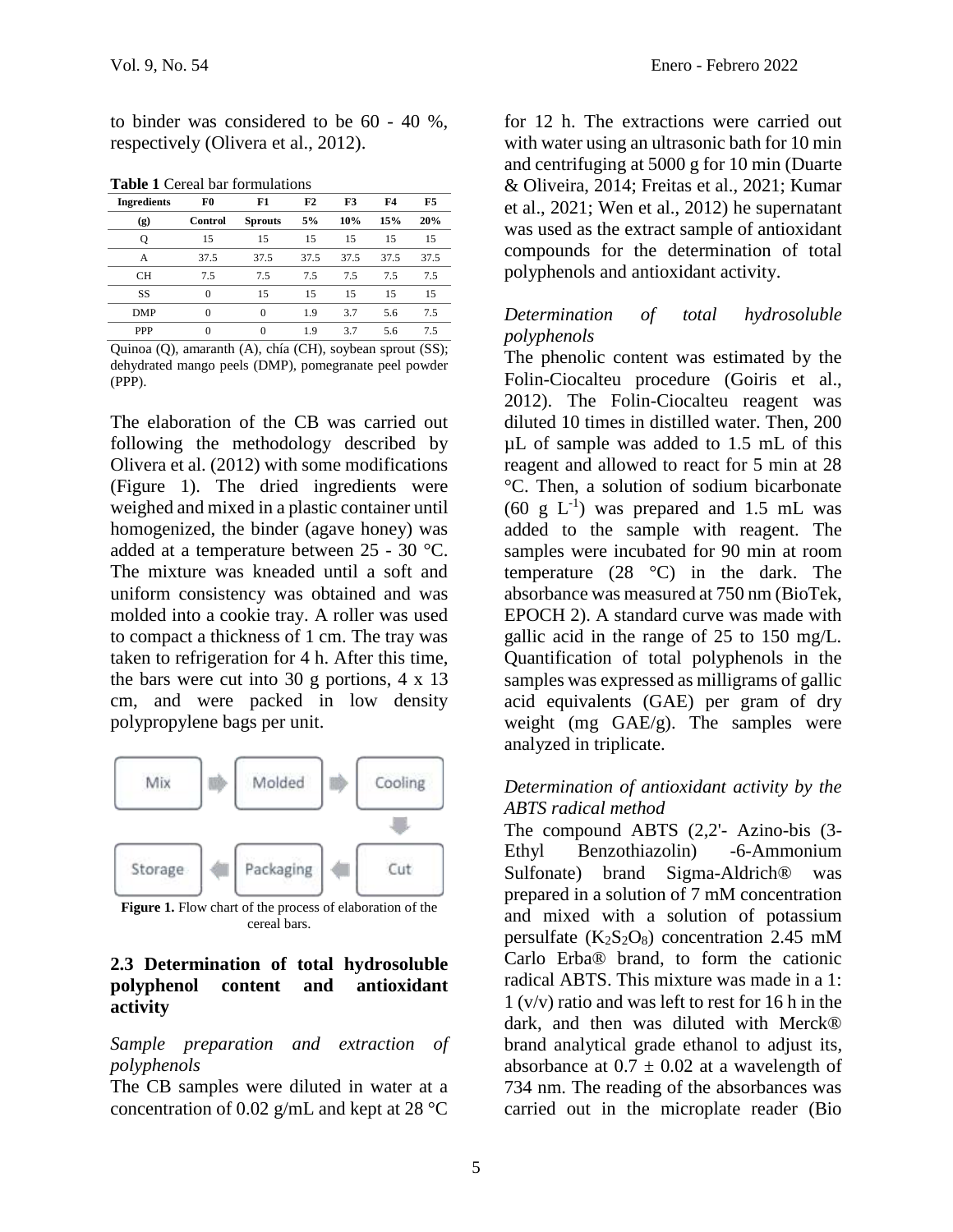to binder was considered to be 60 - 40 %, respectively (Olivera et al., 2012).

**Table 1** Cereal bar formulations

| Ingredients | F0 | F1 | F2 | F3 | F4 | F5 |
|---|---|---|---|---|---|---|
| (g) | Control | Sprouts | 5% | 10% | 15% | 20% |
| Q | 15 | 15 | 15 | 15 | 15 | 15 |
| A | 37.5 | 37.5 | 37.5 | 37.5 | 37.5 | 37.5 |
| CH | 7.5 | 7.5 | 7.5 | 7.5 | 7.5 | 7.5 |
| SS | 0 | 15 | 15 | 15 | 15 | 15 |
| DMP | 0 | 0 | 1.9 | 3.7 | 5.6 | 7.5 |
| PPP | 0 | 0 | 1.9 | 3.7 | 5.6 | 7.5 |

Quinoa (Q), amaranth (A), chía (CH), soybean sprout (SS); dehydrated mango peels (DMP), pomegranate peel powder (PPP).

The elaboration of the CB was carried out following the methodology described by Olivera et al. (2012) with some modifications (Figure 1). The dried ingredients were weighed and mixed in a plastic container until homogenized, the binder (agave honey) was added at a temperature between 25 - 30 °C. The mixture was kneaded until a soft and uniform consistency was obtained and was molded into a cookie tray. A roller was used to compact a thickness of 1 cm. The tray was taken to refrigeration for 4 h. After this time, the bars were cut into 30 g portions, 4 x 13 cm, and were packed in low density polypropylene bags per unit.

Mix → Molded → Cooling → Cut → Packaging → Storage

**Figure 1.** Flow chart of the process of elaboration of the cereal bars.

### 2.3 Determination of total hydrosoluble polyphenol content and antioxidant activity

*Sample preparation and extraction of polyphenols*

The CB samples were diluted in water at a concentration of 0.02 g/mL and kept at 28 °C for 12 h. The extractions were carried out with water using an ultrasonic bath for 10 min and centrifuging at 5000 g for 10 min (Duarte & Oliveira, 2014; Freitas et al., 2021; Kumar et al., 2021; Wen et al., 2012) he supernatant was used as the extract sample of antioxidant compounds for the determination of total polyphenols and antioxidant activity.

*Determination of total hydrosoluble polyphenols*

The phenolic content was estimated by the Folin-Ciocalteu procedure (Goiris et al., 2012). The Folin-Ciocalteu reagent was diluted 10 times in distilled water. Then, 200 µL of sample was added to 1.5 mL of this reagent and allowed to react for 5 min at 28 °C. Then, a solution of sodium bicarbonate (60 g $L^{-1}$) was prepared and 1.5 mL was added to the sample with reagent. The samples were incubated for 90 min at room temperature (28 °C) in the dark. The absorbance was measured at 750 nm (BioTek, EPOCH 2). A standard curve was made with gallic acid in the range of 25 to 150 mg/L. Quantification of total polyphenols in the samples was expressed as milligrams of gallic acid equivalents (GAE) per gram of dry weight (mg GAE/g). The samples were analyzed in triplicate.

*Determination of antioxidant activity by the ABTS radical method*

The compound ABTS (2,2'- Azino-bis (3-Ethyl Benzothiazolin) -6-Ammonium Sulfonate) brand Sigma-Aldrich® was prepared in a solution of 7 mM concentration and mixed with a solution of potassium persulfate ($K_2S_2O_8$) concentration 2.45 mM Carlo Erba® brand, to form the cationic radical ABTS. This mixture was made in a 1: 1 (v/v) ratio and was left to rest for 16 h in the dark, and then was diluted with Merck® brand analytical grade ethanol to adjust its, absorbance at 0.7 ± 0.02 at a wavelength of 734 nm. The reading of the absorbances was carried out in the microplate reader (Bio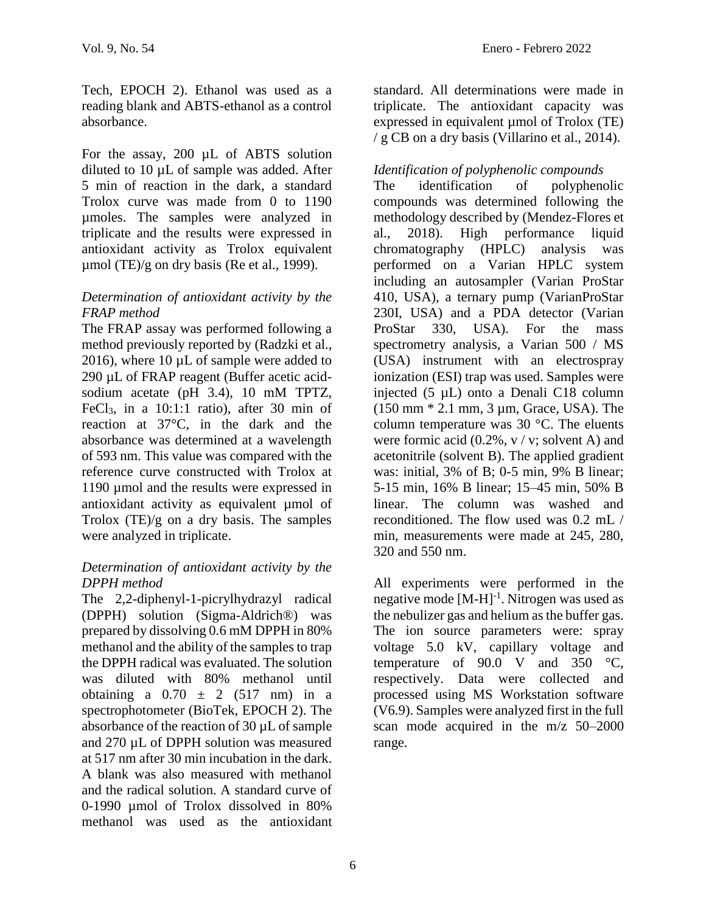Tech, EPOCH 2). Ethanol was used as a reading blank and ABTS-ethanol as a control absorbance.

For the assay, 200 µL of ABTS solution diluted to 10 µL of sample was added. After 5 min of reaction in the dark, a standard Trolox curve was made from 0 to 1190 µmoles. The samples were analyzed in triplicate and the results were expressed in antioxidant activity as Trolox equivalent µmol (TE)/g on dry basis (Re et al., 1999).

*Determination of antioxidant activity by the FRAP method*

The FRAP assay was performed following a method previously reported by (Radzki et al., 2016), where 10 µL of sample were added to 290 µL of FRAP reagent (Buffer acetic acid-sodium acetate (pH 3.4), 10 mM TPTZ, $FeCl_3$, in a 10:1:1 ratio), after 30 min of reaction at 37°C, in the dark and the absorbance was determined at a wavelength of 593 nm. This value was compared with the reference curve constructed with Trolox at 1190 µmol and the results were expressed in antioxidant activity as equivalent µmol of Trolox (TE)/g on a dry basis. The samples were analyzed in triplicate.

*Determination of antioxidant activity by the DPPH method*

The 2,2-diphenyl-1-picrylhydrazyl radical (DPPH) solution (Sigma-Aldrich®) was prepared by dissolving 0.6 mM DPPH in 80% methanol and the ability of the samples to trap the DPPH radical was evaluated. The solution was diluted with 80% methanol until obtaining a 0.70 ± 2 (517 nm) in a spectrophotometer (BioTek, EPOCH 2). The absorbance of the reaction of 30 µL of sample and 270 µL of DPPH solution was measured at 517 nm after 30 min incubation in the dark. A blank was also measured with methanol and the radical solution. A standard curve of 0-1990 µmol of Trolox dissolved in 80% methanol was used as the antioxidant standard. All determinations were made in triplicate. The antioxidant capacity was expressed in equivalent µmol of Trolox (TE) / g CB on a dry basis (Villarino et al., 2014).

*Identification of polyphenolic compounds*

The identification of polyphenolic compounds was determined following the methodology described by (Mendez-Flores et al., 2018). High performance liquid chromatography (HPLC) analysis was performed on a Varian HPLC system including an autosampler (Varian ProStar 410, USA), a ternary pump (VarianProStar 230I, USA) and a PDA detector (Varian ProStar 330, USA). For the mass spectrometry analysis, a Varian 500 / MS (USA) instrument with an electrospray ionization (ESI) trap was used. Samples were injected (5 µL) onto a Denali C18 column (150 mm * 2.1 mm, 3 µm, Grace, USA). The column temperature was 30 °C. The eluents were formic acid (0.2%, v / v; solvent A) and acetonitrile (solvent B). The applied gradient was: initial, 3% of B; 0-5 min, 9% B linear; 5-15 min, 16% B linear; 15–45 min, 50% B linear. The column was washed and reconditioned. The flow used was 0.2 mL / min, measurements were made at 245, 280, 320 and 550 nm.

All experiments were performed in the negative mode $[M\text{-}H]^{-1}$. Nitrogen was used as the nebulizer gas and helium as the buffer gas. The ion source parameters were: spray voltage 5.0 kV, capillary voltage and temperature of 90.0 V and 350 °C, respectively. Data were collected and processed using MS Workstation software (V6.9). Samples were analyzed first in the full scan mode acquired in the m/z 50–2000 range.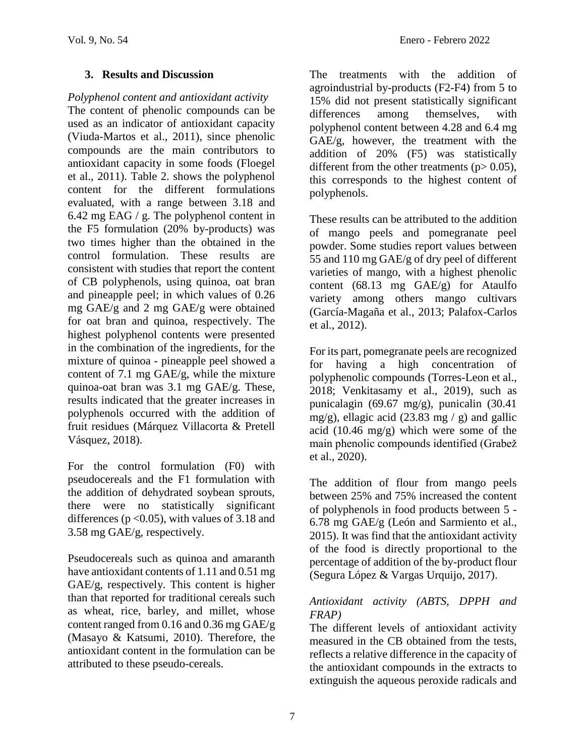## 3. Results and Discussion

*Polyphenol content and antioxidant activity*

The content of phenolic compounds can be used as an indicator of antioxidant capacity (Viuda-Martos et al., 2011), since phenolic compounds are the main contributors to antioxidant capacity in some foods (Floegel et al., 2011). Table 2. shows the polyphenol content for the different formulations evaluated, with a range between 3.18 and 6.42 mg EAG / g. The polyphenol content in the F5 formulation (20% by-products) was two times higher than the obtained in the control formulation. These results are consistent with studies that report the content of CB polyphenols, using quinoa, oat bran and pineapple peel; in which values of 0.26 mg GAE/g and 2 mg GAE/g were obtained for oat bran and quinoa, respectively. The highest polyphenol contents were presented in the combination of the ingredients, for the mixture of quinoa - pineapple peel showed a content of 7.1 mg GAE/g, while the mixture quinoa-oat bran was 3.1 mg GAE/g. These, results indicated that the greater increases in polyphenols occurred with the addition of fruit residues (Márquez Villacorta & Pretell Vásquez, 2018).

For the control formulation (F0) with pseudocereals and the F1 formulation with the addition of dehydrated soybean sprouts, there were no statistically significant differences ($p < 0.05$), with values of 3.18 and 3.58 mg GAE/g, respectively.

Pseudocereals such as quinoa and amaranth have antioxidant contents of 1.11 and 0.51 mg GAE/g, respectively. This content is higher than that reported for traditional cereals such as wheat, rice, barley, and millet, whose content ranged from 0.16 and 0.36 mg GAE/g (Masayo & Katsumi, 2010). Therefore, the antioxidant content in the formulation can be attributed to these pseudo-cereals.

The treatments with the addition of agroindustrial by-products (F2-F4) from 5 to 15% did not present statistically significant differences among themselves, with polyphenol content between 4.28 and 6.4 mg GAE/g, however, the treatment with the addition of 20% (F5) was statistically different from the other treatments ($p > 0.05$), this corresponds to the highest content of polyphenols.

These results can be attributed to the addition of mango peels and pomegranate peel powder. Some studies report values between 55 and 110 mg GAE/g of dry peel of different varieties of mango, with a highest phenolic content (68.13 mg GAE/g) for Ataulfo variety among others mango cultivars (García-Magaña et al., 2013; Palafox-Carlos et al., 2012).

For its part, pomegranate peels are recognized for having a high concentration of polyphenolic compounds (Torres-Leon et al., 2018; Venkitasamy et al., 2019), such as punicalagin (69.67 mg/g), punicalin (30.41 mg/g), ellagic acid (23.83 mg / g) and gallic acid (10.46 mg/g) which were some of the main phenolic compounds identified (Grabež et al., 2020).

The addition of flour from mango peels between 25% and 75% increased the content of polyphenols in food products between 5 - 6.78 mg GAE/g (León and Sarmiento et al., 2015). It was find that the antioxidant activity of the food is directly proportional to the percentage of addition of the by-product flour (Segura López & Vargas Urquijo, 2017).

*Antioxidant activity (ABTS, DPPH and FRAP)*

The different levels of antioxidant activity measured in the CB obtained from the tests, reflects a relative difference in the capacity of the antioxidant compounds in the extracts to extinguish the aqueous peroxide radicals and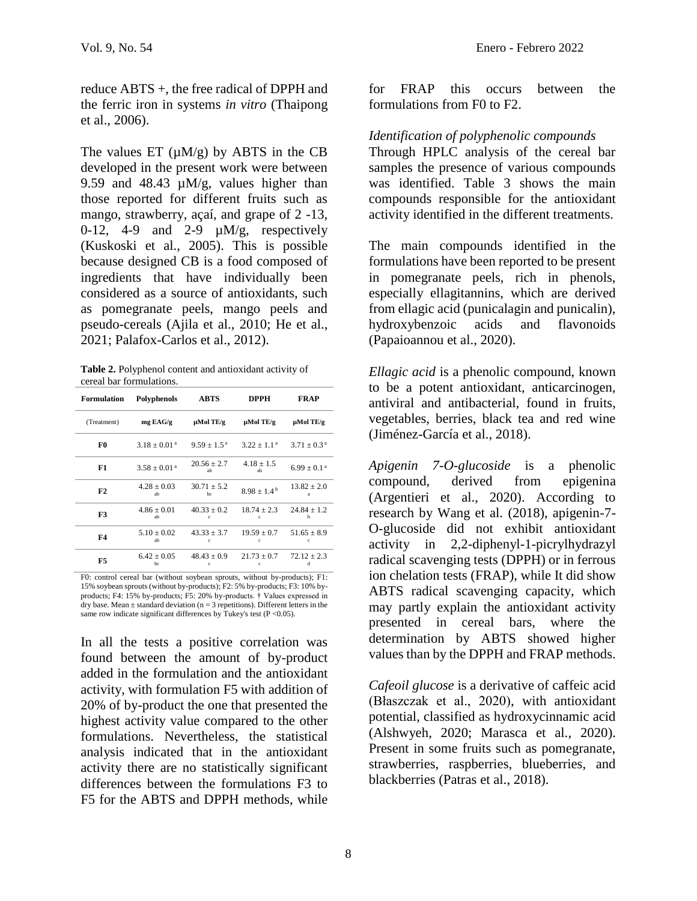reduce ABTS +, the free radical of DPPH and the ferric iron in systems *in vitro* (Thaipong et al., 2006).

The values ET (µM/g) by ABTS in the CB developed in the present work were between 9.59 and 48.43 µM/g, values higher than those reported for different fruits such as mango, strawberry, açaí, and grape of 2 -13, 0-12, 4-9 and 2-9 µM/g, respectively (Kuskoski et al., 2005). This is possible because designed CB is a food composed of ingredients that have individually been considered as a source of antioxidants, such as pomegranate peels, mango peels and pseudo-cereals (Ajila et al., 2010; He et al., 2021; Palafox-Carlos et al., 2012).

**Table 2.** Polyphenol content and antioxidant activity of cereal bar formulations.

| Formulation | Polyphenols | ABTS | DPPH | FRAP |
|---|---|---|---|---|
| (Treatment) | mg EAG/g | µMol TE/g | µMol TE/g | µMol TE/g |
| **F0** | 3.18 ± 0.01 [a] | 9.59 ± 1.5 [a] | 3.22 ± 1.1 [a] | 3.71 ± 0.3 [a] |
| **F1** | 3.58 ± 0.01 [a] | 20.56 ± 2.7 [ab] | 4.18 ± 1.5 [ab] | 6.99 ± 0.1 [a] |
| **F2** | 4.28 ± 0.03 [ab] | 30.71 ± 5.2 [bc] | 8.98 ± 1.4 [b] | 13.82 ± 2.0 [a] |
| **F3** | 4.86 ± 0.01 [ab] | 40.33 ± 0.2 [c] | 18.74 ± 2.3 [c] | 24.84 ± 1.2 [b] |
| **F4** | 5.10 ± 0.02 [ab] | 43.33 ± 3.7 [c] | 19.59 ± 0.7 [c] | 51.65 ± 8.9 [c] |
| **F5** | 6.42 ± 0.05 [bc] | 48.43 ± 0.9 [c] | 21.73 ± 0.7 [c] | 72.12 ± 2.3 [d] |

F0: control cereal bar (without soybean sprouts, without by-products); F1: 15% soybean sprouts (without by-products); F2: 5% by-products; F3: 10% by-products; F4: 15% by-products; F5: 20% by-products. † Values expressed in dry base. Mean ± standard deviation (n = 3 repetitions). Different letters in the same row indicate significant differences by Tukey's test (P <0.05).

In all the tests a positive correlation was found between the amount of by-product added in the formulation and the antioxidant activity, with formulation F5 with addition of 20% of by-product the one that presented the highest activity value compared to the other formulations. Nevertheless, the statistical analysis indicated that in the antioxidant activity there are no statistically significant differences between the formulations F3 to F5 for the ABTS and DPPH methods, while for FRAP this occurs between the formulations from F0 to F2.

*Identification of polyphenolic compounds*

Through HPLC analysis of the cereal bar samples the presence of various compounds was identified. Table 3 shows the main compounds responsible for the antioxidant activity identified in the different treatments.

The main compounds identified in the formulations have been reported to be present in pomegranate peels, rich in phenols, especially ellagitannins, which are derived from ellagic acid (punicalagin and punicalin), hydroxybenzoic acids and flavonoids (Papaioannou et al., 2020).

*Ellagic acid* is a phenolic compound, known to be a potent antioxidant, anticarcinogen, antiviral and antibacterial, found in fruits, vegetables, berries, black tea and red wine (Jiménez-García et al., 2018).

*Apigenin 7-O-glucoside* is a phenolic compound, derived from epigenina (Argentieri et al., 2020). According to research by Wang et al. (2018), apigenin-7-O-glucoside did not exhibit antioxidant activity in 2,2-diphenyl-1-picrylhydrazyl radical scavenging tests (DPPH) or in ferrous ion chelation tests (FRAP), while It did show ABTS radical scavenging capacity, which may partly explain the antioxidant activity presented in cereal bars, where the determination by ABTS showed higher values than by the DPPH and FRAP methods.

*Cafeoil glucose* is a derivative of caffeic acid (Błaszczak et al., 2020), with antioxidant potential, classified as hydroxycinnamic acid (Alshwyeh, 2020; Marasca et al., 2020). Present in some fruits such as pomegranate, strawberries, raspberries, blueberries, and blackberries (Patras et al., 2018).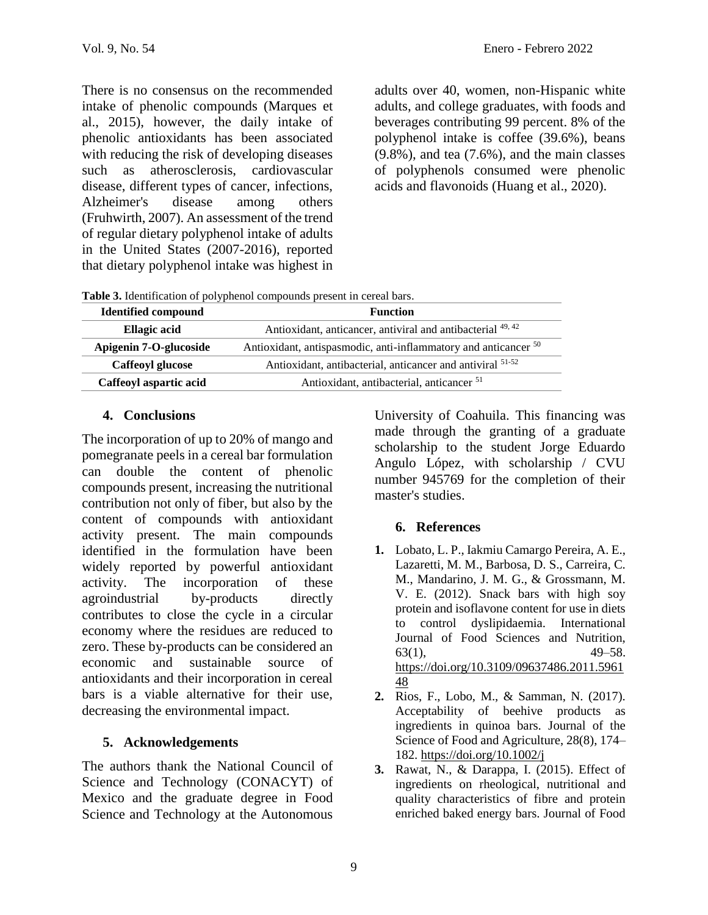There is no consensus on the recommended intake of phenolic compounds (Marques et al., 2015), however, the daily intake of phenolic antioxidants has been associated with reducing the risk of developing diseases such as atherosclerosis, cardiovascular disease, different types of cancer, infections, Alzheimer's disease among others (Fruhwirth, 2007). An assessment of the trend of regular dietary polyphenol intake of adults in the United States (2007-2016), reported that dietary polyphenol intake was highest in adults over 40, women, non-Hispanic white adults, and college graduates, with foods and beverages contributing 99 percent. 8% of the polyphenol intake is coffee (39.6%), beans (9.8%), and tea (7.6%), and the main classes of polyphenols consumed were phenolic acids and flavonoids (Huang et al., 2020).

**Table 3.** Identification of polyphenol compounds present in cereal bars.

| Identified compound | Function |
| --- | --- |
| **Ellagic acid** | Antioxidant, anticancer, antiviral and antibacterial [49, 42] |
| **Apigenin 7-O-glucoside** | Antioxidant, antispasmodic, anti-inflammatory and anticancer [50] |
| **Caffeoyl glucose** | Antioxidant, antibacterial, anticancer and antiviral [51-52] |
| **Caffeoyl aspartic acid** | Antioxidant, antibacterial, anticancer [51] |

## 4. Conclusions

The incorporation of up to 20% of mango and pomegranate peels in a cereal bar formulation can double the content of phenolic compounds present, increasing the nutritional contribution not only of fiber, but also by the content of compounds with antioxidant activity present. The main compounds identified in the formulation have been widely reported by powerful antioxidant activity. The incorporation of these agroindustrial by-products directly contributes to close the cycle in a circular economy where the residues are reduced to zero. These by-products can be considered an economic and sustainable source of antioxidants and their incorporation in cereal bars is a viable alternative for their use, decreasing the environmental impact.

## 5. Acknowledgements

The authors thank the National Council of Science and Technology (CONACYT) of Mexico and the graduate degree in Food Science and Technology at the Autonomous University of Coahuila. This financing was made through the granting of a graduate scholarship to the student Jorge Eduardo Angulo López, with scholarship / CVU number 945769 for the completion of their master's studies.

## 6. References

1. Lobato, L. P., Iakmiu Camargo Pereira, A. E., Lazaretti, M. M., Barbosa, D. S., Carreira, C. M., Mandarino, J. M. G., & Grossmann, M. V. E. (2012). Snack bars with high soy protein and isoflavone content for use in diets to control dyslipidaemia. International Journal of Food Sciences and Nutrition, 63(1), 49–58. https://doi.org/10.3109/09637486.2011.596148
2. Rios, F., Lobo, M., & Samman, N. (2017). Acceptability of beehive products as ingredients in quinoa bars. Journal of the Science of Food and Agriculture, 28(8), 174–182. https://doi.org/10.1002/j
3. Rawat, N., & Darappa, I. (2015). Effect of ingredients on rheological, nutritional and quality characteristics of fibre and protein enriched baked energy bars. Journal of Food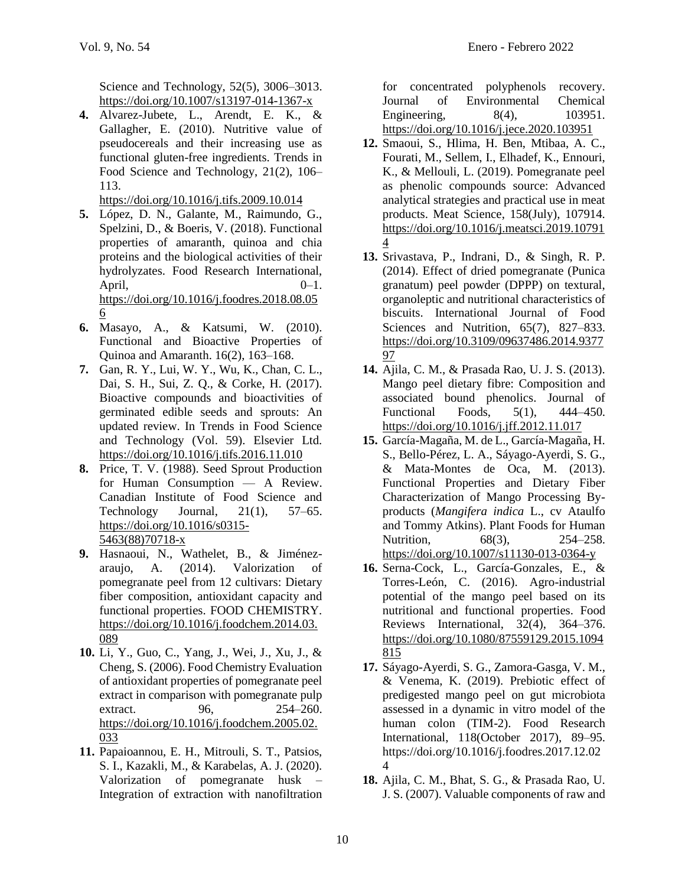Science and Technology, 52(5), 3006–3013. https://doi.org/10.1007/s13197-014-1367-x

4. Alvarez-Jubete, L., Arendt, E. K., & Gallagher, E. (2010). Nutritive value of pseudocereals and their increasing use as functional gluten-free ingredients. Trends in Food Science and Technology, 21(2), 106–113. https://doi.org/10.1016/j.tifs.2009.10.014
5. López, D. N., Galante, M., Raimundo, G., Spelzini, D., & Boeris, V. (2018). Functional properties of amaranth, quinoa and chia proteins and the biological activities of their hydrolyzates. Food Research International, April, 0–1. https://doi.org/10.1016/j.foodres.2018.08.056
6. Masayo, A., & Katsumi, W. (2010). Functional and Bioactive Properties of Quinoa and Amaranth. 16(2), 163–168.
7. Gan, R. Y., Lui, W. Y., Wu, K., Chan, C. L., Dai, S. H., Sui, Z. Q., & Corke, H. (2017). Bioactive compounds and bioactivities of germinated edible seeds and sprouts: An updated review. In Trends in Food Science and Technology (Vol. 59). Elsevier Ltd. https://doi.org/10.1016/j.tifs.2016.11.010
8. Price, T. V. (1988). Seed Sprout Production for Human Consumption — A Review. Canadian Institute of Food Science and Technology Journal, 21(1), 57–65. https://doi.org/10.1016/s0315-5463(88)70718-x
9. Hasnaoui, N., Wathelet, B., & Jiménez-araujo, A. (2014). Valorization of pomegranate peel from 12 cultivars: Dietary fiber composition, antioxidant capacity and functional properties. FOOD CHEMISTRY. https://doi.org/10.1016/j.foodchem.2014.03.089
10. Li, Y., Guo, C., Yang, J., Wei, J., Xu, J., & Cheng, S. (2006). Food Chemistry Evaluation of antioxidant properties of pomegranate peel extract in comparison with pomegranate pulp extract. 96, 254–260. https://doi.org/10.1016/j.foodchem.2005.02.033
11. Papaioannou, E. H., Mitrouli, S. T., Patsios, S. I., Kazakli, M., & Karabelas, A. J. (2020). Valorization of pomegranate husk – Integration of extraction with nanofiltration for concentrated polyphenols recovery. Journal of Environmental Chemical Engineering, 8(4), 103951. https://doi.org/10.1016/j.jece.2020.103951
12. Smaoui, S., Hlima, H. Ben, Mtibaa, A. C., Fourati, M., Sellem, I., Elhadef, K., Ennouri, K., & Mellouli, L. (2019). Pomegranate peel as phenolic compounds source: Advanced analytical strategies and practical use in meat products. Meat Science, 158(July), 107914. https://doi.org/10.1016/j.meatsci.2019.107914
13. Srivastava, P., Indrani, D., & Singh, R. P. (2014). Effect of dried pomegranate (Punica granatum) peel powder (DPPP) on textural, organoleptic and nutritional characteristics of biscuits. International Journal of Food Sciences and Nutrition, 65(7), 827–833. https://doi.org/10.3109/09637486.2014.937797
14. Ajila, C. M., & Prasada Rao, U. J. S. (2013). Mango peel dietary fibre: Composition and associated bound phenolics. Journal of Functional Foods, 5(1), 444–450. https://doi.org/10.1016/j.jff.2012.11.017
15. García-Magaña, M. de L., García-Magaña, H. S., Bello-Pérez, L. A., Sáyago-Ayerdi, S. G., & Mata-Montes de Oca, M. (2013). Functional Properties and Dietary Fiber Characterization of Mango Processing By-products (*Mangifera indica* L., cv Ataulfo and Tommy Atkins). Plant Foods for Human Nutrition, 68(3), 254–258. https://doi.org/10.1007/s11130-013-0364-y
16. Serna-Cock, L., García-Gonzales, E., & Torres-León, C. (2016). Agro-industrial potential of the mango peel based on its nutritional and functional properties. Food Reviews International, 32(4), 364–376. https://doi.org/10.1080/87559129.2015.1094815
17. Sáyago-Ayerdi, S. G., Zamora-Gasga, V. M., & Venema, K. (2019). Prebiotic effect of predigested mango peel on gut microbiota assessed in a dynamic in vitro model of the human colon (TIM-2). Food Research International, 118(October 2017), 89–95. https://doi.org/10.1016/j.foodres.2017.12.024
18. Ajila, C. M., Bhat, S. G., & Prasada Rao, U. J. S. (2007). Valuable components of raw and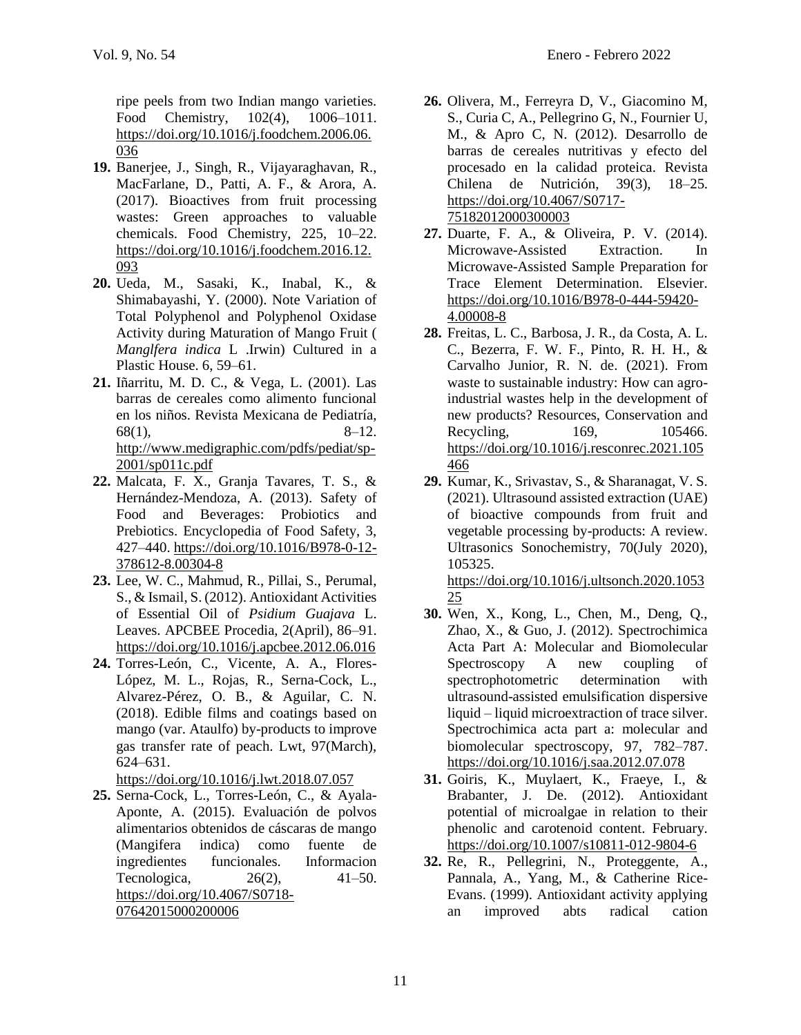ripe peels from two Indian mango varieties. Food Chemistry, 102(4), 1006–1011. https://doi.org/10.1016/j.foodchem.2006.06.036

19. Banerjee, J., Singh, R., Vijayaraghavan, R., MacFarlane, D., Patti, A. F., & Arora, A. (2017). Bioactives from fruit processing wastes: Green approaches to valuable chemicals. Food Chemistry, 225, 10–22. https://doi.org/10.1016/j.foodchem.2016.12.093
20. Ueda, M., Sasaki, K., Inabal, K., & Shimabayashi, Y. (2000). Note Variation of Total Polyphenol and Polyphenol Oxidase Activity during Maturation of Mango Fruit ( *Manglfera indica* L .Irwin) Cultured in a Plastic House. 6, 59–61.
21. Iñarritu, M. D. C., & Vega, L. (2001). Las barras de cereales como alimento funcional en los niños. Revista Mexicana de Pediatría, 68(1), 8–12. http://www.medigraphic.com/pdfs/pediat/sp-2001/sp011c.pdf
22. Malcata, F. X., Granja Tavares, T. S., & Hernández-Mendoza, A. (2013). Safety of Food and Beverages: Probiotics and Prebiotics. Encyclopedia of Food Safety, 3, 427–440. https://doi.org/10.1016/B978-0-12-378612-8.00304-8
23. Lee, W. C., Mahmud, R., Pillai, S., Perumal, S., & Ismail, S. (2012). Antioxidant Activities of Essential Oil of *Psidium Guajava* L. Leaves. APCBEE Procedia, 2(April), 86–91. https://doi.org/10.1016/j.apcbee.2012.06.016
24. Torres-León, C., Vicente, A. A., Flores-López, M. L., Rojas, R., Serna-Cock, L., Alvarez-Pérez, O. B., & Aguilar, C. N. (2018). Edible films and coatings based on mango (var. Ataulfo) by-products to improve gas transfer rate of peach. Lwt, 97(March), 624–631. https://doi.org/10.1016/j.lwt.2018.07.057
25. Serna-Cock, L., Torres-León, C., & Ayala-Aponte, A. (2015). Evaluación de polvos alimentarios obtenidos de cáscaras de mango (Mangifera indica) como fuente de ingredientes funcionales. Informacion Tecnologica, 26(2), 41–50. https://doi.org/10.4067/S0718-07642015000200006
26. Olivera, M., Ferreyra D, V., Giacomino M, S., Curia C, A., Pellegrino G, N., Fournier U, M., & Apro C, N. (2012). Desarrollo de barras de cereales nutritivas y efecto del procesado en la calidad proteica. Revista Chilena de Nutrición, 39(3), 18–25. https://doi.org/10.4067/S0717-75182012000300003
27. Duarte, F. A., & Oliveira, P. V. (2014). Microwave-Assisted Extraction. In Microwave-Assisted Sample Preparation for Trace Element Determination. Elsevier. https://doi.org/10.1016/B978-0-444-59420-4.00008-8
28. Freitas, L. C., Barbosa, J. R., da Costa, A. L. C., Bezerra, F. W. F., Pinto, R. H. H., & Carvalho Junior, R. N. de. (2021). From waste to sustainable industry: How can agro-industrial wastes help in the development of new products? Resources, Conservation and Recycling, 169, 105466. https://doi.org/10.1016/j.resconrec.2021.105466
29. Kumar, K., Srivastav, S., & Sharanagat, V. S. (2021). Ultrasound assisted extraction (UAE) of bioactive compounds from fruit and vegetable processing by-products: A review. Ultrasonics Sonochemistry, 70(July 2020), 105325. https://doi.org/10.1016/j.ultsonch.2020.105325
30. Wen, X., Kong, L., Chen, M., Deng, Q., Zhao, X., & Guo, J. (2012). Spectrochimica Acta Part A: Molecular and Biomolecular Spectroscopy A new coupling of spectrophotometric determination with ultrasound-assisted emulsification dispersive liquid – liquid microextraction of trace silver. Spectrochimica acta part a: molecular and biomolecular spectroscopy, 97, 782–787. https://doi.org/10.1016/j.saa.2012.07.078
31. Goiris, K., Muylaert, K., Fraeye, I., & Brabanter, J. De. (2012). Antioxidant potential of microalgae in relation to their phenolic and carotenoid content. February. https://doi.org/10.1007/s10811-012-9804-6
32. Re, R., Pellegrini, N., Proteggente, A., Pannala, A., Yang, M., & Catherine Rice-Evans. (1999). Antioxidant activity applying an improved abts radical cation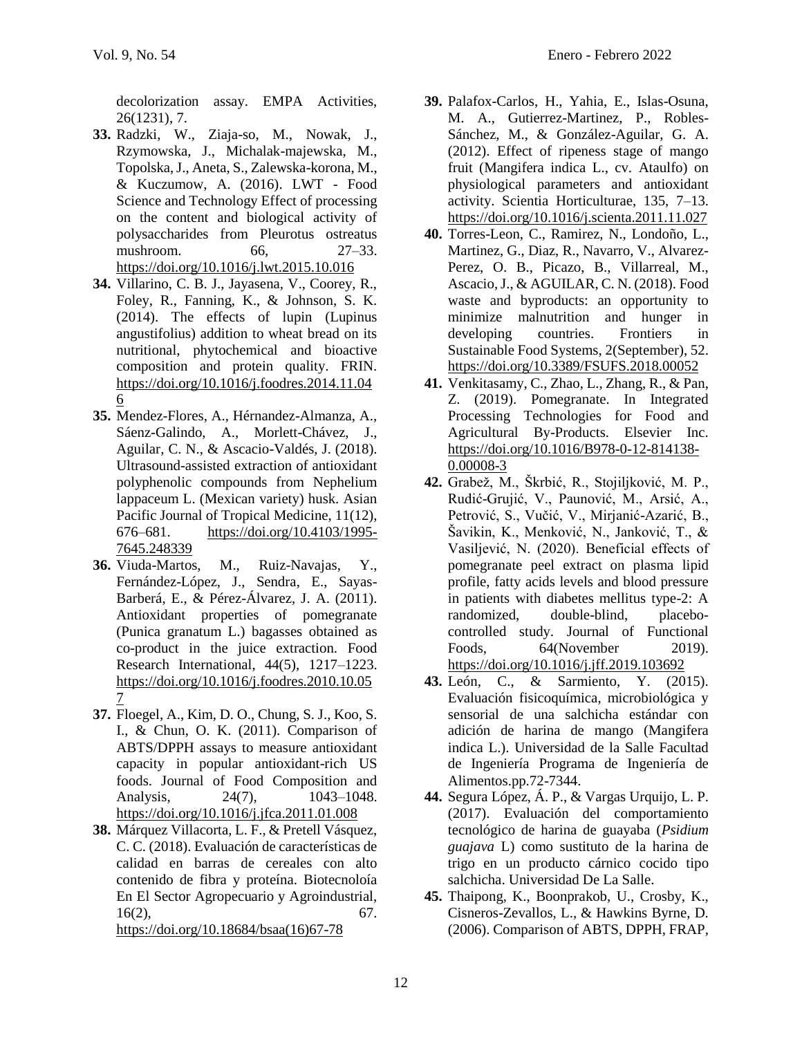decolorization assay. EMPA Activities, 26(1231), 7.

**33.** Radzki, W., Ziaja-so, M., Nowak, J., Rzymowska, J., Michalak-majewska, M., Topolska, J., Aneta, S., Zalewska-korona, M., & Kuczumow, A. (2016). LWT - Food Science and Technology Effect of processing on the content and biological activity of polysaccharides from Pleurotus ostreatus mushroom. 66, 27–33. https://doi.org/10.1016/j.lwt.2015.10.016

**34.** Villarino, C. B. J., Jayasena, V., Coorey, R., Foley, R., Fanning, K., & Johnson, S. K. (2014). The effects of lupin (Lupinus angustifolius) addition to wheat bread on its nutritional, phytochemical and bioactive composition and protein quality. FRIN. https://doi.org/10.1016/j.foodres.2014.11.046

**35.** Mendez-Flores, A., Hérnandez-Almanza, A., Sáenz-Galindo, A., Morlett-Chávez, J., Aguilar, C. N., & Ascacio-Valdés, J. (2018). Ultrasound-assisted extraction of antioxidant polyphenolic compounds from Nephelium lappaceum L. (Mexican variety) husk. Asian Pacific Journal of Tropical Medicine, 11(12), 676–681. https://doi.org/10.4103/1995-7645.248339

**36.** Viuda-Martos, M., Ruiz-Navajas, Y., Fernández-López, J., Sendra, E., Sayas-Barberá, E., & Pérez-Álvarez, J. A. (2011). Antioxidant properties of pomegranate (Punica granatum L.) bagasses obtained as co-product in the juice extraction. Food Research International, 44(5), 1217–1223. https://doi.org/10.1016/j.foodres.2010.10.057

**37.** Floegel, A., Kim, D. O., Chung, S. J., Koo, S. I., & Chun, O. K. (2011). Comparison of ABTS/DPPH assays to measure antioxidant capacity in popular antioxidant-rich US foods. Journal of Food Composition and Analysis, 24(7), 1043–1048. https://doi.org/10.1016/j.jfca.2011.01.008

**38.** Márquez Villacorta, L. F., & Pretell Vásquez, C. C. (2018). Evaluación de características de calidad en barras de cereales con alto contenido de fibra y proteína. Biotecnoloía En El Sector Agropecuario y Agroindustrial, 16(2), 67. https://doi.org/10.18684/bsaa(16)67-78

**39.** Palafox-Carlos, H., Yahia, E., Islas-Osuna, M. A., Gutierrez-Martinez, P., Robles-Sánchez, M., & González-Aguilar, G. A. (2012). Effect of ripeness stage of mango fruit (Mangifera indica L., cv. Ataulfo) on physiological parameters and antioxidant activity. Scientia Horticulturae, 135, 7–13. https://doi.org/10.1016/j.scienta.2011.11.027

**40.** Torres-Leon, C., Ramirez, N., Londoño, L., Martinez, G., Diaz, R., Navarro, V., Alvarez-Perez, O. B., Picazo, B., Villarreal, M., Ascacio, J., & AGUILAR, C. N. (2018). Food waste and byproducts: an opportunity to minimize malnutrition and hunger in developing countries. Frontiers in Sustainable Food Systems, 2(September), 52. https://doi.org/10.3389/FSUFS.2018.00052

**41.** Venkitasamy, C., Zhao, L., Zhang, R., & Pan, Z. (2019). Pomegranate. In Integrated Processing Technologies for Food and Agricultural By-Products. Elsevier Inc. https://doi.org/10.1016/B978-0-12-814138-0.00008-3

**42.** Grabež, M., Škrbić, R., Stojiljković, M. P., Rudić-Grujić, V., Paunović, M., Arsić, A., Petrović, S., Vučić, V., Mirjanić-Azarić, B., Šavikin, K., Menković, N., Janković, T., & Vasiljević, N. (2020). Beneficial effects of pomegranate peel extract on plasma lipid profile, fatty acids levels and blood pressure in patients with diabetes mellitus type-2: A randomized, double-blind, placebo-controlled study. Journal of Functional Foods, 64(November 2019). https://doi.org/10.1016/j.jff.2019.103692

**43.** León, C., & Sarmiento, Y. (2015). Evaluación fisicoquímica, microbiológica y sensorial de una salchicha estándar con adición de harina de mango (Mangifera indica L.). Universidad de la Salle Facultad de Ingeniería Programa de Ingeniería de Alimentos.pp.72-7344.

**44.** Segura López, Á. P., & Vargas Urquijo, L. P. (2017). Evaluación del comportamiento tecnológico de harina de guayaba (*Psidium guajava* L) como sustituto de la harina de trigo en un producto cárnico cocido tipo salchicha. Universidad De La Salle.

**45.** Thaipong, K., Boonprakob, U., Crosby, K., Cisneros-Zevallos, L., & Hawkins Byrne, D. (2006). Comparison of ABTS, DPPH, FRAP,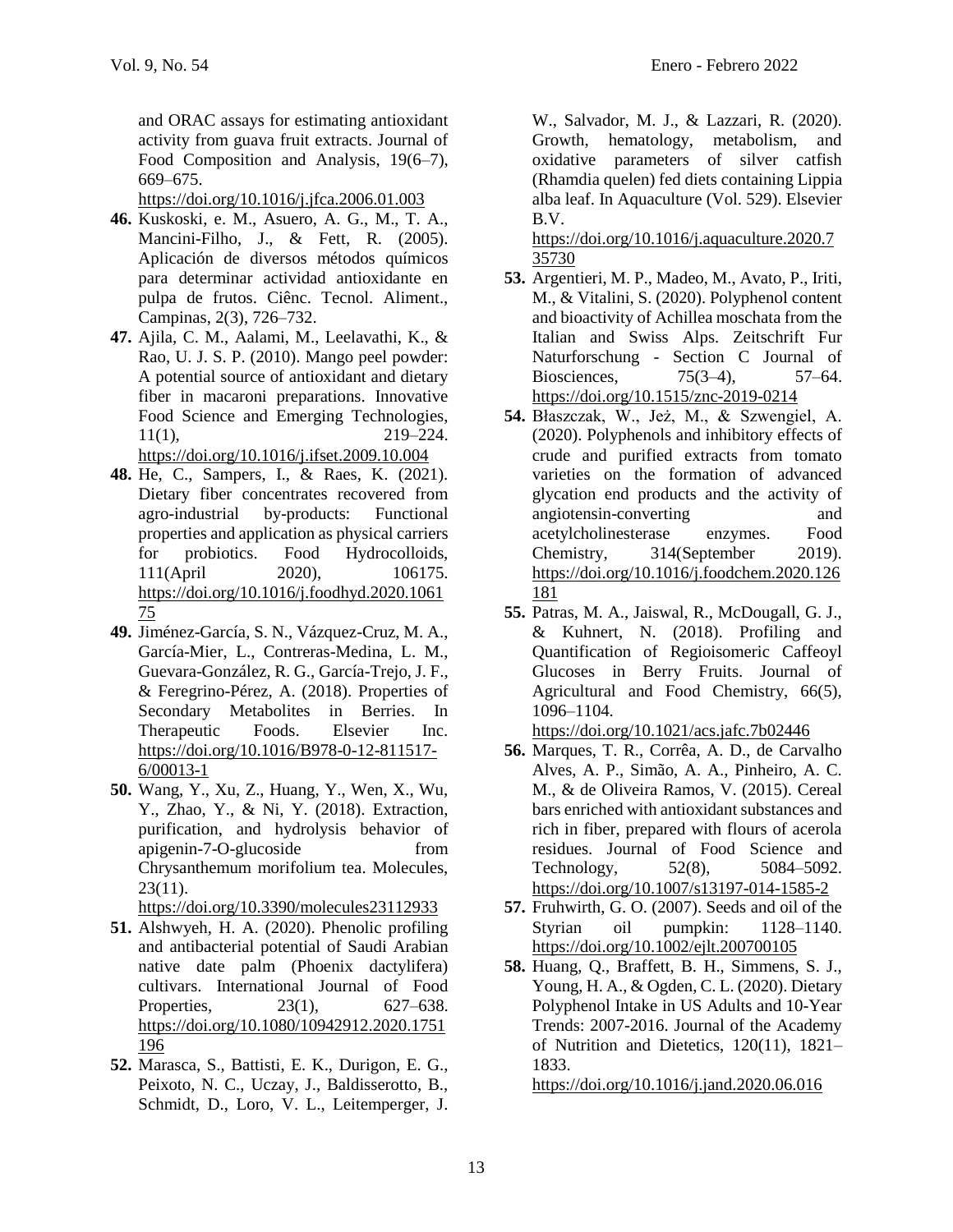and ORAC assays for estimating antioxidant activity from guava fruit extracts. Journal of Food Composition and Analysis, 19(6–7), 669–675. https://doi.org/10.1016/j.jfca.2006.01.003

**46.** Kuskoski, e. M., Asuero, A. G., M., T. A., Mancini-Filho, J., & Fett, R. (2005). Aplicación de diversos métodos químicos para determinar actividad antioxidante en pulpa de frutos. Ciênc. Tecnol. Aliment., Campinas, 2(3), 726–732.

**47.** Ajila, C. M., Aalami, M., Leelavathi, K., & Rao, U. J. S. P. (2010). Mango peel powder: A potential source of antioxidant and dietary fiber in macaroni preparations. Innovative Food Science and Emerging Technologies, 11(1), 219–224. https://doi.org/10.1016/j.ifset.2009.10.004

**48.** He, C., Sampers, I., & Raes, K. (2021). Dietary fiber concentrates recovered from agro-industrial by-products: Functional properties and application as physical carriers for probiotics. Food Hydrocolloids, 111(April 2020), 106175. https://doi.org/10.1016/j.foodhyd.2020.106175

**49.** Jiménez-García, S. N., Vázquez-Cruz, M. A., García-Mier, L., Contreras-Medina, L. M., Guevara-González, R. G., García-Trejo, J. F., & Feregrino-Pérez, A. (2018). Properties of Secondary Metabolites in Berries. In Therapeutic Foods. Elsevier Inc. https://doi.org/10.1016/B978-0-12-811517-6/00013-1

**50.** Wang, Y., Xu, Z., Huang, Y., Wen, X., Wu, Y., Zhao, Y., & Ni, Y. (2018). Extraction, purification, and hydrolysis behavior of apigenin-7-O-glucoside from Chrysanthemum morifolium tea. Molecules, 23(11). https://doi.org/10.3390/molecules23112933

**51.** Alshwyeh, H. A. (2020). Phenolic profiling and antibacterial potential of Saudi Arabian native date palm (Phoenix dactylifera) cultivars. International Journal of Food Properties, 23(1), 627–638. https://doi.org/10.1080/10942912.2020.1751196

**52.** Marasca, S., Battisti, E. K., Durigon, E. G., Peixoto, N. C., Uczay, J., Baldisserotto, B., Schmidt, D., Loro, V. L., Leitemperger, J. W., Salvador, M. J., & Lazzari, R. (2020). Growth, hematology, metabolism, and oxidative parameters of silver catfish (Rhamdia quelen) fed diets containing Lippia alba leaf. In Aquaculture (Vol. 529). Elsevier B.V. https://doi.org/10.1016/j.aquaculture.2020.735730

**53.** Argentieri, M. P., Madeo, M., Avato, P., Iriti, M., & Vitalini, S. (2020). Polyphenol content and bioactivity of Achillea moschata from the Italian and Swiss Alps. Zeitschrift Fur Naturforschung - Section C Journal of Biosciences, 75(3–4), 57–64. https://doi.org/10.1515/znc-2019-0214

**54.** Błaszczak, W., Jeż, M., & Szwengiel, A. (2020). Polyphenols and inhibitory effects of crude and purified extracts from tomato varieties on the formation of advanced glycation end products and the activity of angiotensin-converting and acetylcholinesterase enzymes. Food Chemistry, 314(September 2019). https://doi.org/10.1016/j.foodchem.2020.126181

**55.** Patras, M. A., Jaiswal, R., McDougall, G. J., & Kuhnert, N. (2018). Profiling and Quantification of Regioisomeric Caffeoyl Glucoses in Berry Fruits. Journal of Agricultural and Food Chemistry, 66(5), 1096–1104. https://doi.org/10.1021/acs.jafc.7b02446

**56.** Marques, T. R., Corrêa, A. D., de Carvalho Alves, A. P., Simão, A. A., Pinheiro, A. C. M., & de Oliveira Ramos, V. (2015). Cereal bars enriched with antioxidant substances and rich in fiber, prepared with flours of acerola residues. Journal of Food Science and Technology, 52(8), 5084–5092. https://doi.org/10.1007/s13197-014-1585-2

**57.** Fruhwirth, G. O. (2007). Seeds and oil of the Styrian oil pumpkin: 1128–1140. https://doi.org/10.1002/ejlt.200700105

**58.** Huang, Q., Braffett, B. H., Simmens, S. J., Young, H. A., & Ogden, C. L. (2020). Dietary Polyphenol Intake in US Adults and 10-Year Trends: 2007-2016. Journal of the Academy of Nutrition and Dietetics, 120(11), 1821–1833. https://doi.org/10.1016/j.jand.2020.06.016